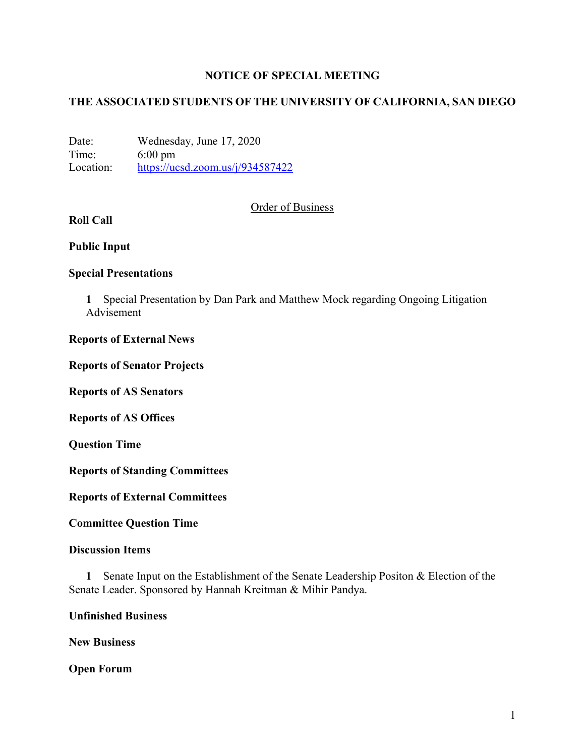# NOTICE OF SPECIAL MEETING

## THE ASSOCIATED STUDENTS OF THE UNIVERSITY OF CALIFORNIA, SAN DIEGO

Date: Wednesday, June 17, 2020
Time: 6:00 pm
Location: https://ucsd.zoom.us/j/934587422

Order of Business

**Roll Call**

**Public Input**

**Special Presentations**

**1** Special Presentation by Dan Park and Matthew Mock regarding Ongoing Litigation Advisement

**Reports of External News**

**Reports of Senator Projects**

**Reports of AS Senators**

**Reports of AS Offices**

**Question Time**

**Reports of Standing Committees**

**Reports of External Committees**

**Committee Question Time**

**Discussion Items**

**1** Senate Input on the Establishment of the Senate Leadership Positon & Election of the Senate Leader. Sponsored by Hannah Kreitman & Mihir Pandya.

**Unfinished Business**

**New Business**

**Open Forum**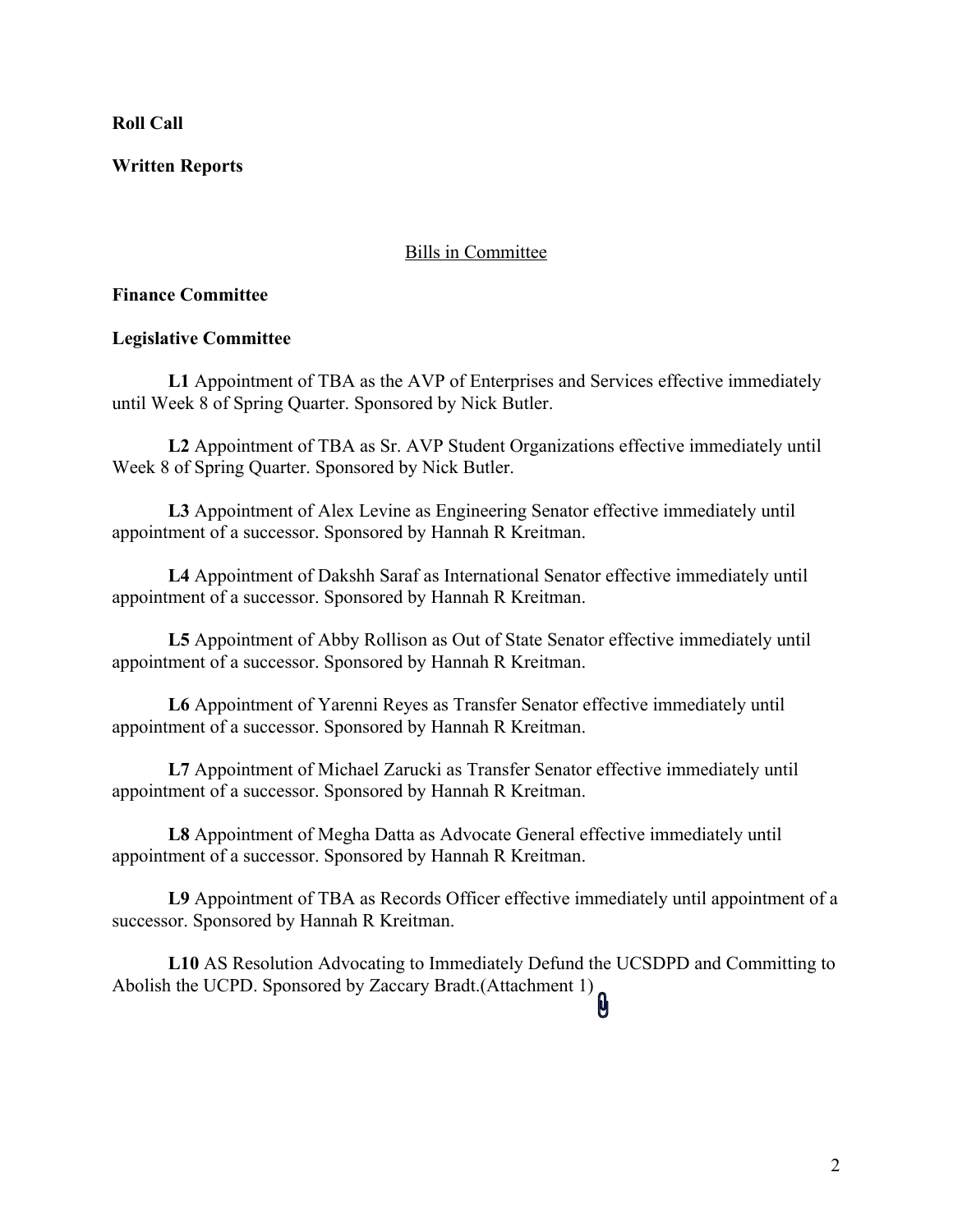**Roll Call**

**Written Reports**

<u>Bills in Committee</u>

**Finance Committee**

**Legislative Committee**

**L1** Appointment of TBA as the AVP of Enterprises and Services effective immediately until Week 8 of Spring Quarter. Sponsored by Nick Butler.

**L2** Appointment of TBA as Sr. AVP Student Organizations effective immediately until Week 8 of Spring Quarter. Sponsored by Nick Butler.

**L3** Appointment of Alex Levine as Engineering Senator effective immediately until appointment of a successor. Sponsored by Hannah R Kreitman.

**L4** Appointment of Dakshh Saraf as International Senator effective immediately until appointment of a successor. Sponsored by Hannah R Kreitman.

**L5** Appointment of Abby Rollison as Out of State Senator effective immediately until appointment of a successor. Sponsored by Hannah R Kreitman.

**L6** Appointment of Yarenni Reyes as Transfer Senator effective immediately until appointment of a successor. Sponsored by Hannah R Kreitman.

**L7** Appointment of Michael Zarucki as Transfer Senator effective immediately until appointment of a successor. Sponsored by Hannah R Kreitman.

**L8** Appointment of Megha Datta as Advocate General effective immediately until appointment of a successor. Sponsored by Hannah R Kreitman.

**L9** Appointment of TBA as Records Officer effective immediately until appointment of a successor. Sponsored by Hannah R Kreitman.

**L10** AS Resolution Advocating to Immediately Defund the UCSDPD and Committing to Abolish the UCPD. Sponsored by Zaccary Bradt.(Attachment 1)